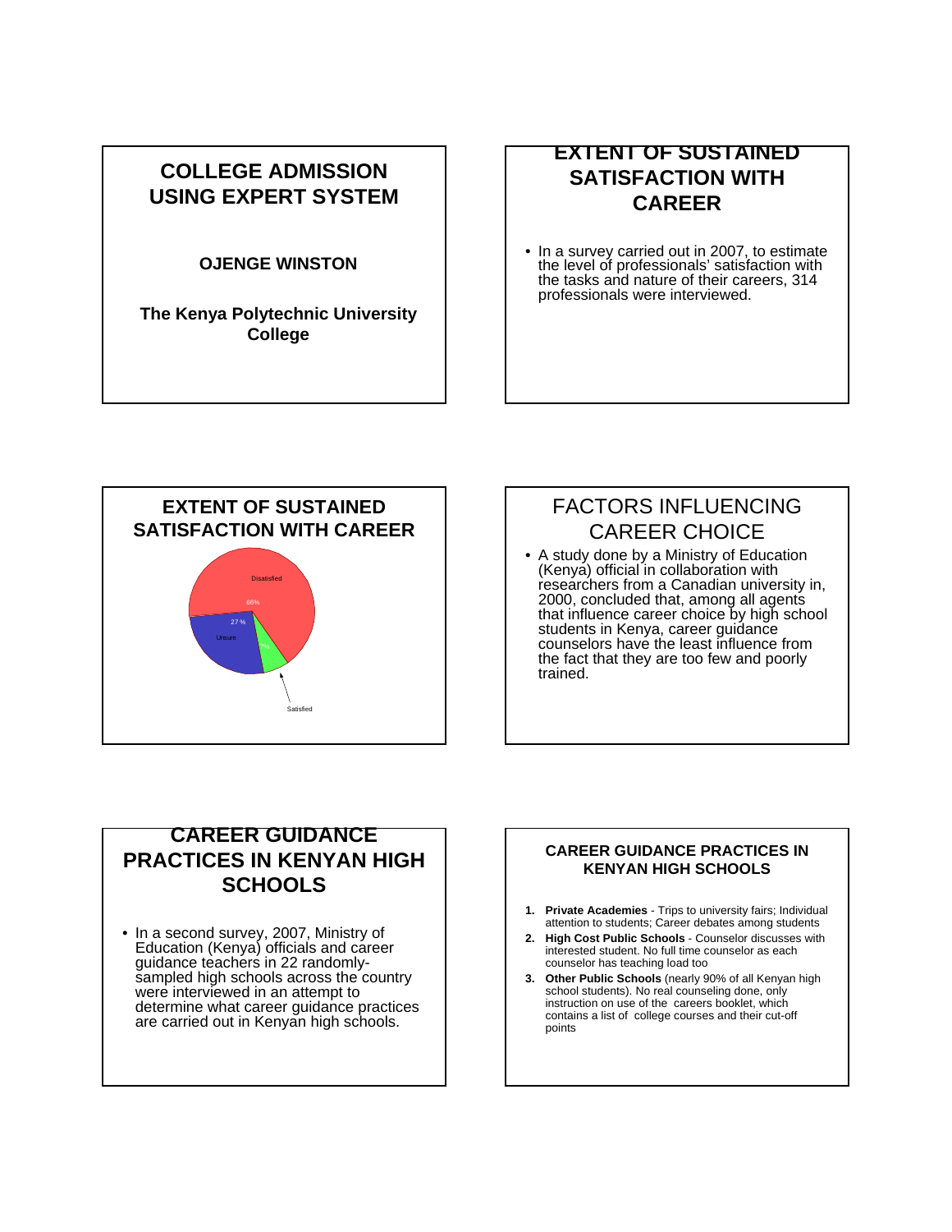# COLLEGE ADMISSION USING EXPERT SYSTEM

**OJENGE WINSTON**

**The Kenya Polytechnic University College**

## EXTENT OF SUSTAINED SATISFACTION WITH CAREER

- In a survey carried out in 2007, to estimate the level of professionals' satisfaction with the tasks and nature of their careers, 314 professionals were interviewed.

## EXTENT OF SUSTAINED SATISFACTION WITH CAREER

Disatisfied 66%

Unsure 27 %

Satisfied

## FACTORS INFLUENCING CAREER CHOICE

- A study done by a Ministry of Education (Kenya) official in collaboration with researchers from a Canadian university in, 2000, concluded that, among all agents that influence career choice by high school students in Kenya, career guidance counselors have the least influence from the fact that they are too few and poorly trained.

## CAREER GUIDANCE PRACTICES IN KENYAN HIGH SCHOOLS

- In a second survey, 2007, Ministry of Education (Kenya) officials and career guidance teachers in 22 randomly-sampled high schools across the country were interviewed in an attempt to determine what career guidance practices are carried out in Kenyan high schools.

## CAREER GUIDANCE PRACTICES IN KENYAN HIGH SCHOOLS

1. **Private Academies** - Trips to university fairs; Individual attention to students; Career debates among students
2. **High Cost Public Schools** - Counselor discusses with interested student. No full time counselor as each counselor has teaching load too
3. **Other Public Schools** (nearly 90% of all Kenyan high school students). No real counseling done, only instruction on use of the careers booklet, which contains a list of college courses and their cut-off points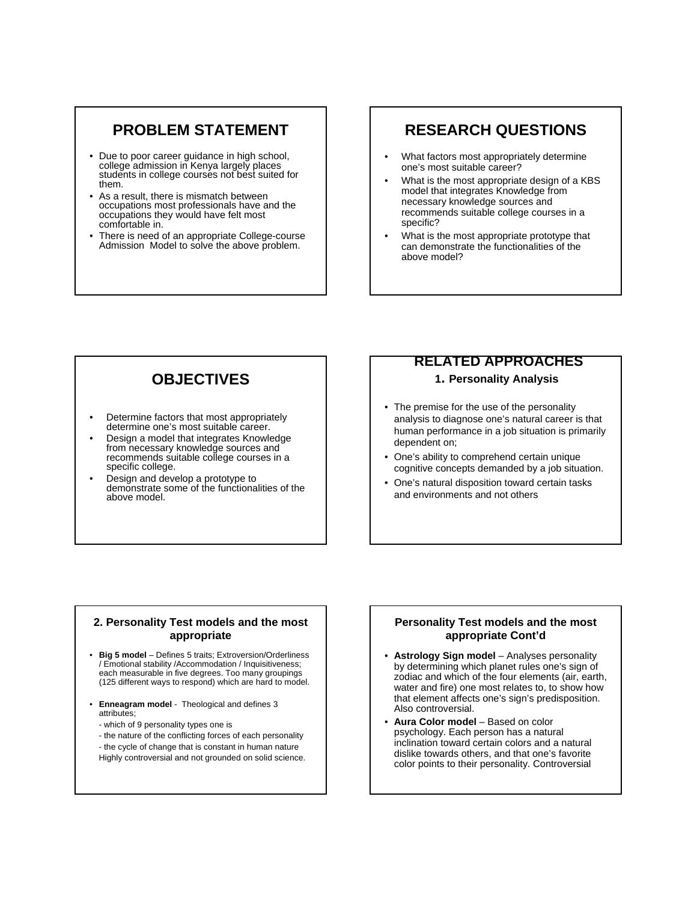## PROBLEM STATEMENT

- Due to poor career guidance in high school, college admission in Kenya largely places students in college courses not best suited for them.
- As a result, there is mismatch between occupations most professionals have and the occupations they would have felt most comfortable in.
- There is need of an appropriate College-course Admission Model to solve the above problem.

## RESEARCH QUESTIONS

- What factors most appropriately determine one's most suitable career?
- What is the most appropriate design of a KBS model that integrates Knowledge from necessary knowledge sources and recommends suitable college courses in a specific?
- What is the most appropriate prototype that can demonstrate the functionalities of the above model?

## OBJECTIVES

- Determine factors that most appropriately determine one's most suitable career.
- Design a model that integrates Knowledge from necessary knowledge sources and recommends suitable college courses in a specific college.
- Design and develop a prototype to demonstrate some of the functionalities of the above model.

## RELATED APPROACHES

### 1. Personality Analysis

- The premise for the use of the personality analysis to diagnose one's natural career is that human performance in a job situation is primarily dependent on;
- One's ability to comprehend certain unique cognitive concepts demanded by a job situation.
- One's natural disposition toward certain tasks and environments and not others

### 2. Personality Test models and the most appropriate

- **Big 5 model** – Defines 5 traits; Extroversion/Orderliness / Emotional stability /Accommodation / Inquisitiveness; each measurable in five degrees. Too many groupings (125 different ways to respond) which are hard to model.
- **Enneagram model** - Theological and defines 3 attributes;
  - which of 9 personality types one is
  - the nature of the conflicting forces of each personality
  - the cycle of change that is constant in human nature

  Highly controversial and not grounded on solid science.

### Personality Test models and the most appropriate Cont'd

- **Astrology Sign model** – Analyses personality by determining which planet rules one's sign of zodiac and which of the four elements (air, earth, water and fire) one most relates to, to show how that element affects one's sign's predisposition. Also controversial.
- **Aura Color model** – Based on color psychology. Each person has a natural inclination toward certain colors and a natural dislike towards others, and that one's favorite color points to their personality. Controversial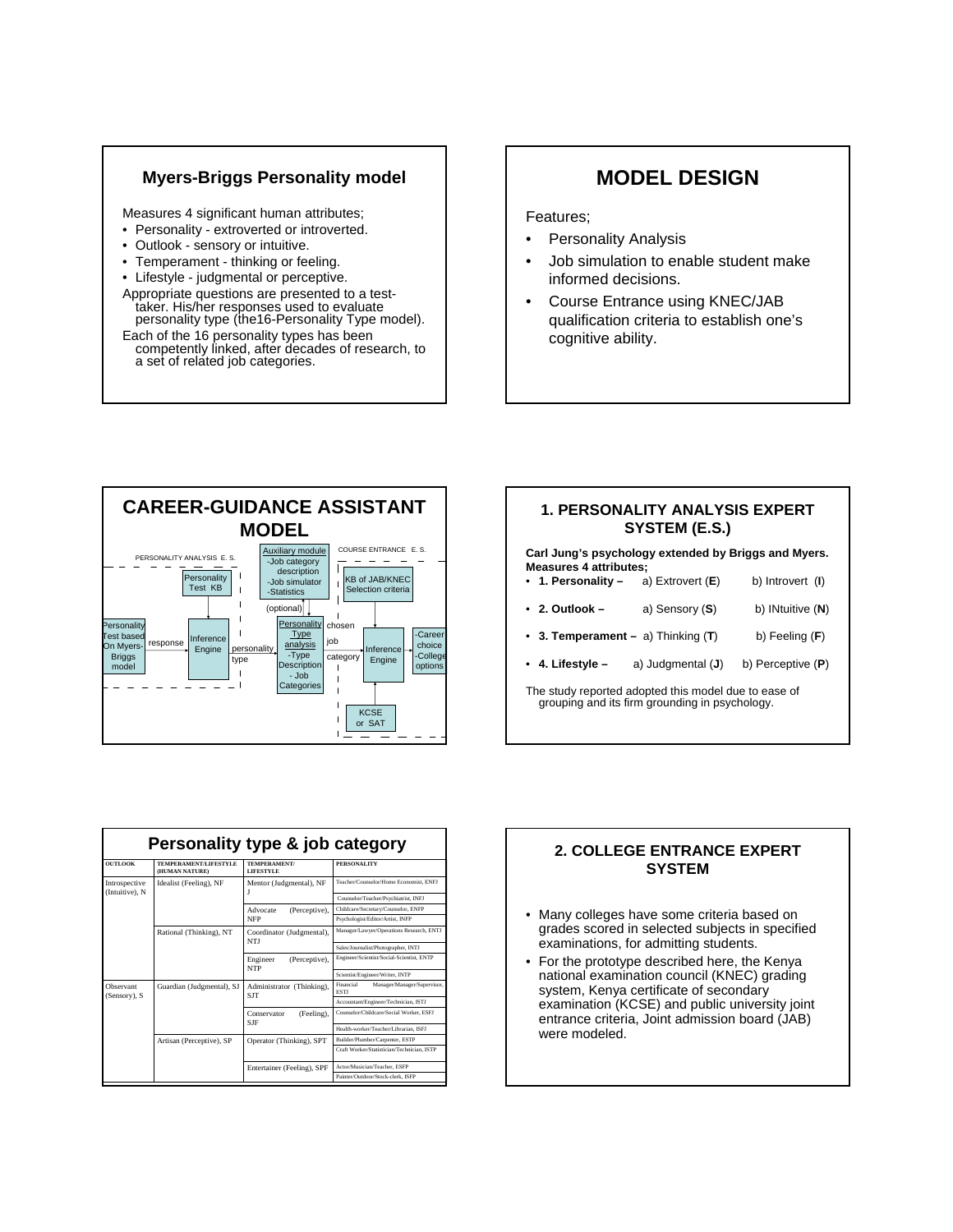## Myers-Briggs Personality model

Measures 4 significant human attributes;

- Personality - extroverted or introverted.
- Outlook - sensory or intuitive.
- Temperament - thinking or feeling.
- Lifestyle - judgmental or perceptive.

Appropriate questions are presented to a test-taker. His/her responses used to evaluate personality type (the16-Personality Type model).

Each of the 16 personality types has been competently linked, after decades of research, to a set of related job categories.

# MODEL DESIGN

Features;

- Personality Analysis
- Job simulation to enable student make informed decisions.
- Course Entrance using KNEC/JAB qualification criteria to establish one's cognitive ability.

## CAREER-GUIDANCE ASSISTANT MODEL

PERSONALITY ANALYSIS E. S.

COURSE ENTRANCE E. S.

Personality Test based On Myers-Briggs model → response → Inference Engine (← Personality Test KB) → personality type → Personality Type analysis -Type Description - Job Categories (optional ↔ Auxiliary module -Job category description -Job simulator -Statistics) → chosen job category → Inference Engine (← KB of JAB/KNEC Selection criteria; ← KCSE or SAT) → -Career choice -College options

### 1. PERSONALITY ANALYSIS EXPERT SYSTEM (E.S.)

**Carl Jung's psychology extended by Briggs and Myers. Measures 4 attributes;**

- **1. Personality –** a) Extrovert (**E**) b) Introvert (**I**)
- **2. Outlook –** a) Sensory (**S**) b) INtuitive (**N**)
- **3. Temperament –** a) Thinking (**T**) b) Feeling (**F**)
- **4. Lifestyle –** a) Judgmental (**J**) b) Perceptive (**P**)

The study reported adopted this model due to ease of grouping and its firm grounding in psychology.

## Personality type & job category

| OUTLOOK | TEMPERAMENT/LIFESTYLE (HUMAN NATURE) | TEMPERAMENT/ LIFESTYLE | PERSONALITY |
|---|---|---|---|
| Introspective (Intuitive), N | Idealist (Feeling), NF | Mentor (Judgmental), NFJ | Teacher/Counselor/Home Economist, ENFJ |
| | | | Counselor/Teacher/Psychiatrist, INFJ |
| | | Advocate (Perceptive), NFP | Childcare/Secretary/Counselor, ENFP |
| | | | Psychologist/Editor/Artist, INFP |
| | Rational (Thinking), NT | Coordinator (Judgmental), NTJ | Manager/Lawyer/Operations Research, ENTJ |
| | | | Sales/Journalist/Photographer, INTJ |
| | | Engineer (Perceptive), NTP | Engineer/Scientist/Social-Scientist, ENTP |
| | | | Scientist/Engineer/Writer, INTP |
| Observant (Sensory), S | Guardian (Judgmental), SJ | Administrator (Thinking), SJT | Financial Manager/Manager/Supervisor, ESTJ |
| | | | Accountant/Engineer/Technician, ISTJ |
| | | Conservator (Feeling), SJF | Counselor/Childcare/Social Worker, ESFJ |
| | | | Health-worker/Teacher/Librarian, ISFJ |
| | Artisan (Perceptive), SP | Operator (Thinking), SPT | Builder/Plumber/Carpenter, ESTP |
| | | | Craft Worker/Statistician/Technician, ISTP |
| | | Entertainer (Feeling), SPF | Actor/Musician/Teacher, ESFP |
| | | | Painter/Outdoor/Stock-clerk, ISFP |

### 2. COLLEGE ENTRANCE EXPERT SYSTEM

- Many colleges have some criteria based on grades scored in selected subjects in specified examinations, for admitting students.
- For the prototype described here, the Kenya national examination council (KNEC) grading system, Kenya certificate of secondary examination (KCSE) and public university joint entrance criteria, Joint admission board (JAB) were modeled.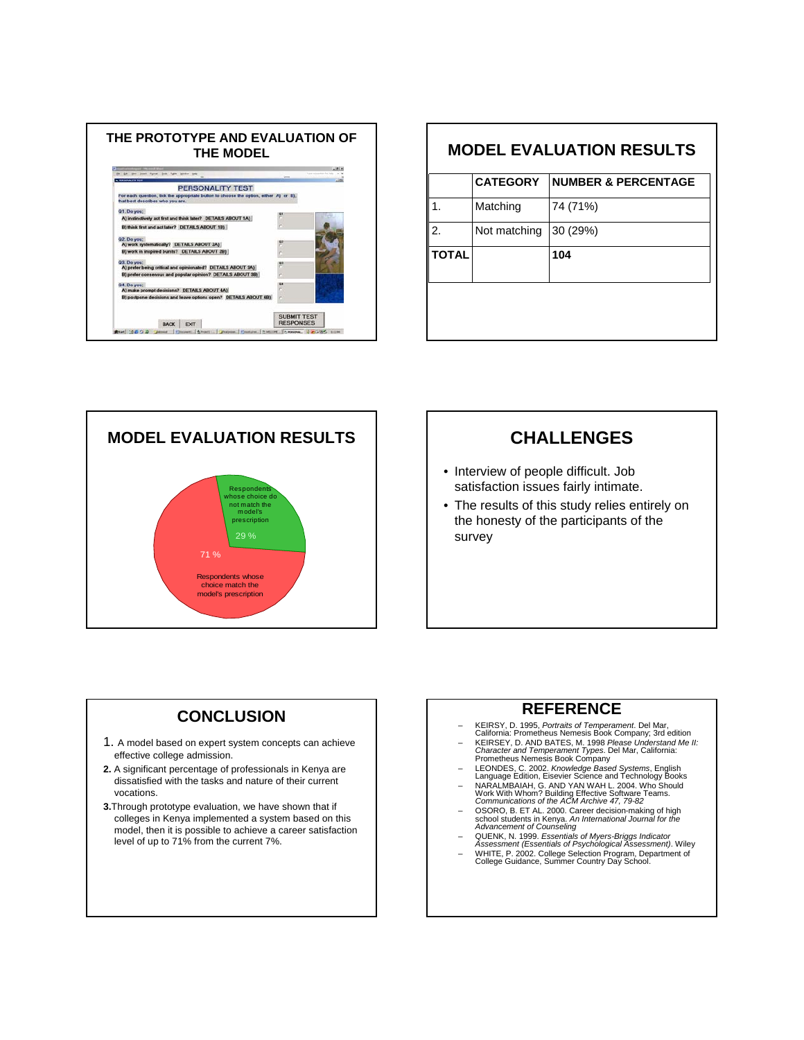## THE PROTOTYPE AND EVALUATION OF THE MODEL

PERSONALITY TEST

For each question, tick the appropriate button to choose the option, either A) or B), that best describes who you are.

Q1. Do you;
A) instinctively act first and think later? DETAILS ABOUT 1A)
B) think first and act later? DETAILS ABOUT 1B)

Q2. Do you;
A) work systematically? DETAILS ABOUT 2A)
B) work in inspired bursts? DETAILS ABOUT 2B)

Q3. Do you;
A) prefer being critical and opinionated? DETAILS ABOUT 3A)
B) prefer consensus and popular opinion? DETAILS ABOUT 3B)

Q4. Do you;
A) make prompt decisions? DETAILS ABOUT 4A)
B) postpone decisions and leave options open? DETAILS ABOUT 4B)

BACK | EXIT | SUBMIT TEST RESPONSES

## MODEL EVALUATION RESULTS

| | CATEGORY | NUMBER & PERCENTAGE |
|---|---|---|
| 1. | Matching | 74 (71%) |
| 2. | Not matching | 30 (29%) |
| **TOTAL** | | **104** |

## MODEL EVALUATION RESULTS

Respondents whose choice do not match the model's prescription: 29 %

Respondents whose choice match the model's prescription: 71 %

## CHALLENGES

- Interview of people difficult. Job satisfaction issues fairly intimate.
- The results of this study relies entirely on the honesty of the participants of the survey

## CONCLUSION

1. A model based on expert system concepts can achieve effective college admission.
2. A significant percentage of professionals in Kenya are dissatisfied with the tasks and nature of their current vocations.
3. Through prototype evaluation, we have shown that if colleges in Kenya implemented a system based on this model, then it is possible to achieve a career satisfaction level of up to 71% from the current 7%.

## REFERENCE

- KEIRSY, D. 1995, *Portraits of Temperament*. Del Mar, California: Prometheus Nemesis Book Company; 3rd edition
- KEIRSEY, D. AND BATES, M. 1998 *Please Understand Me II: Character and Temperament Types*. Del Mar, California: Prometheus Nemesis Book Company
- LEONDES, C. 2002. *Knowledge Based Systems*, English Language Edition, Eisevier Science and Technology Books
- NARALMBAIAH, G. AND YAN WAH L. 2004. Who Should Work With Whom? Building Effective Software Teams. *Communications of the ACM Archive 47, 79-82*
- OSORO, B. ET AL. 2000. Career decision-making of high school students in Kenya. *An International Journal for the Advancement of Counseling*
- QUENK, N. 1999. *Essentials of Myers-Briggs Indicator Assessment (Essentials of Psychological Assessment)*. Wiley
- WHITE, P. 2002. College Selection Program, Department of College Guidance, Summer Country Day School.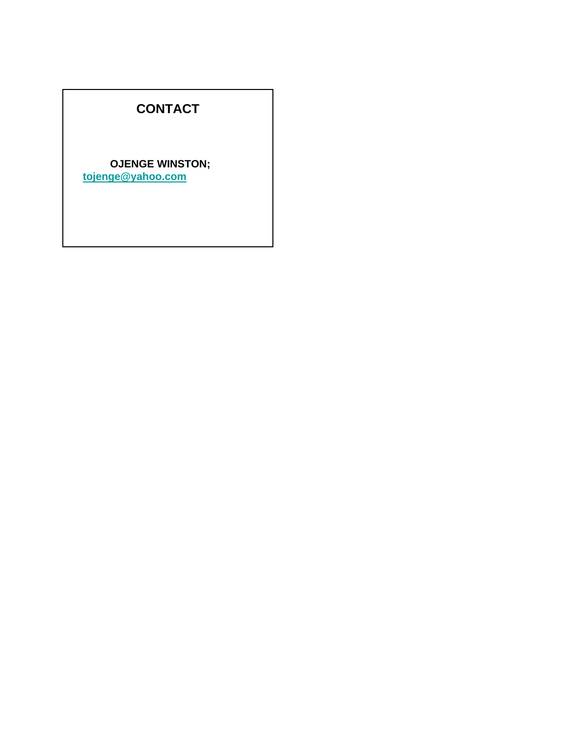## CONTACT

**OJENGE WINSTON;**
**tojenge@yahoo.com**